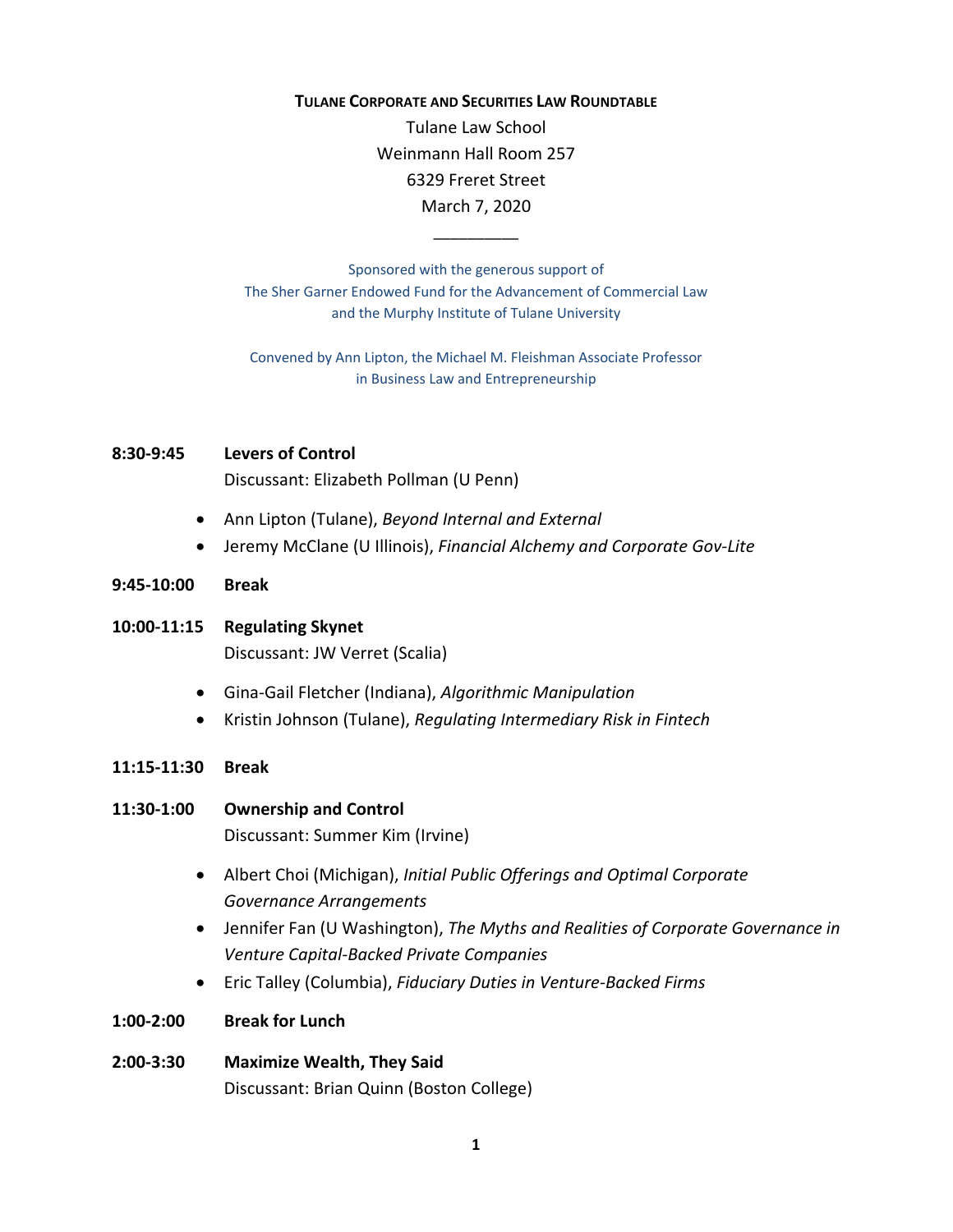# Tulane Corporate and Securities Law Roundtable

Tulane Law School
Weinmann Hall Room 257
6329 Freret Street
March 7, 2020

\_\_\_\_\_\_\_\_\_

Sponsored with the generous support of
The Sher Garner Endowed Fund for the Advancement of Commercial Law
and the Murphy Institute of Tulane University

Convened by Ann Lipton, the Michael M. Fleishman Associate Professor
in Business Law and Entrepreneurship

**8:30-9:45 Levers of Control**
Discussant: Elizabeth Pollman (U Penn)

- Ann Lipton (Tulane), *Beyond Internal and External*
- Jeremy McClane (U Illinois), *Financial Alchemy and Corporate Gov-Lite*

**9:45-10:00 Break**

**10:00-11:15 Regulating Skynet**
Discussant: JW Verret (Scalia)

- Gina-Gail Fletcher (Indiana), *Algorithmic Manipulation*
- Kristin Johnson (Tulane), *Regulating Intermediary Risk in Fintech*

**11:15-11:30 Break**

**11:30-1:00 Ownership and Control**
Discussant: Summer Kim (Irvine)

- Albert Choi (Michigan), *Initial Public Offerings and Optimal Corporate Governance Arrangements*
- Jennifer Fan (U Washington), *The Myths and Realities of Corporate Governance in Venture Capital-Backed Private Companies*
- Eric Talley (Columbia), *Fiduciary Duties in Venture-Backed Firms*

**1:00-2:00 Break for Lunch**

**2:00-3:30 Maximize Wealth, They Said**
Discussant: Brian Quinn (Boston College)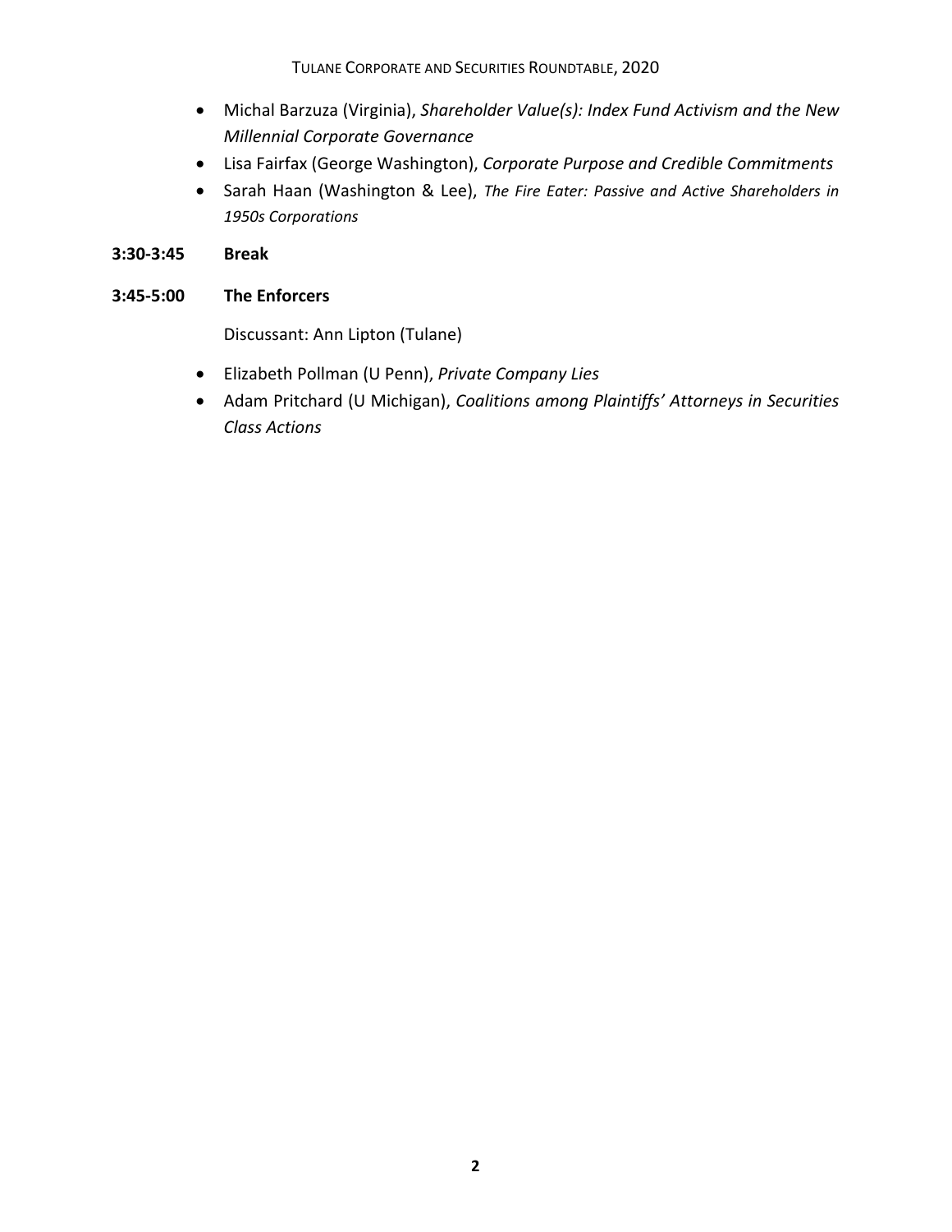- Michal Barzuza (Virginia), *Shareholder Value(s): Index Fund Activism and the New Millennial Corporate Governance*
- Lisa Fairfax (George Washington), *Corporate Purpose and Credible Commitments*
- Sarah Haan (Washington & Lee), *The Fire Eater: Passive and Active Shareholders in 1950s Corporations*

**3:30-3:45 Break**

**3:45-5:00 The Enforcers**

Discussant: Ann Lipton (Tulane)

- Elizabeth Pollman (U Penn), *Private Company Lies*
- Adam Pritchard (U Michigan), *Coalitions among Plaintiffs' Attorneys in Securities Class Actions*